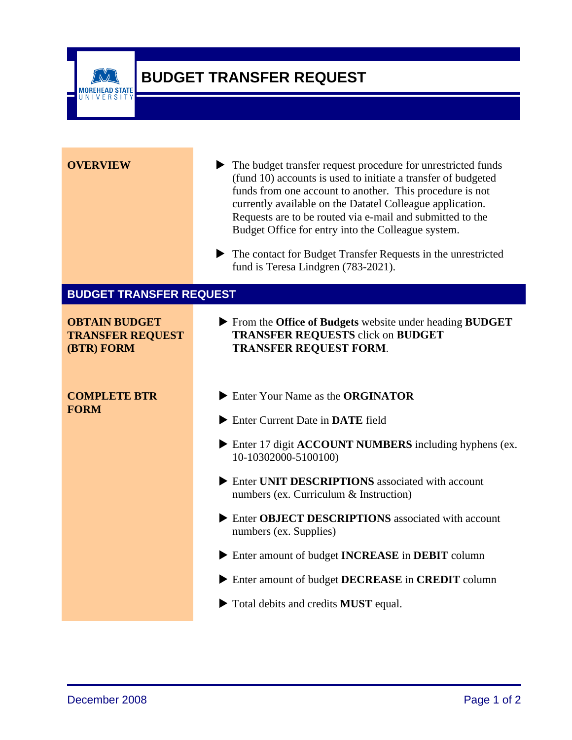# BUDGET TRANSFER REQUEST

### OVERVIEW

- The budget transfer request procedure for unrestricted funds (fund 10) accounts is used to initiate a transfer of budgeted funds from one account to another. This procedure is not currently available on the Datatel Colleague application. Requests are to be routed via e-mail and submitted to the Budget Office for entry into the Colleague system.
- The contact for Budget Transfer Requests in the unrestricted fund is Teresa Lindgren (783-2021).

## BUDGET TRANSFER REQUEST

### OBTAIN BUDGET TRANSFER REQUEST (BTR) FORM

- From the **Office of Budgets** website under heading **BUDGET TRANSFER REQUESTS** click on **BUDGET TRANSFER REQUEST FORM**.

### COMPLETE BTR FORM

- Enter Your Name as the **ORGINATOR**
- Enter Current Date in **DATE** field
- Enter 17 digit **ACCOUNT NUMBERS** including hyphens (ex. 10-10302000-5100100)
- Enter **UNIT DESCRIPTIONS** associated with account numbers (ex. Curriculum & Instruction)
- Enter **OBJECT DESCRIPTIONS** associated with account numbers (ex. Supplies)
- Enter amount of budget **INCREASE** in **DEBIT** column
- Enter amount of budget **DECREASE** in **CREDIT** column
- Total debits and credits **MUST** equal.

December 2008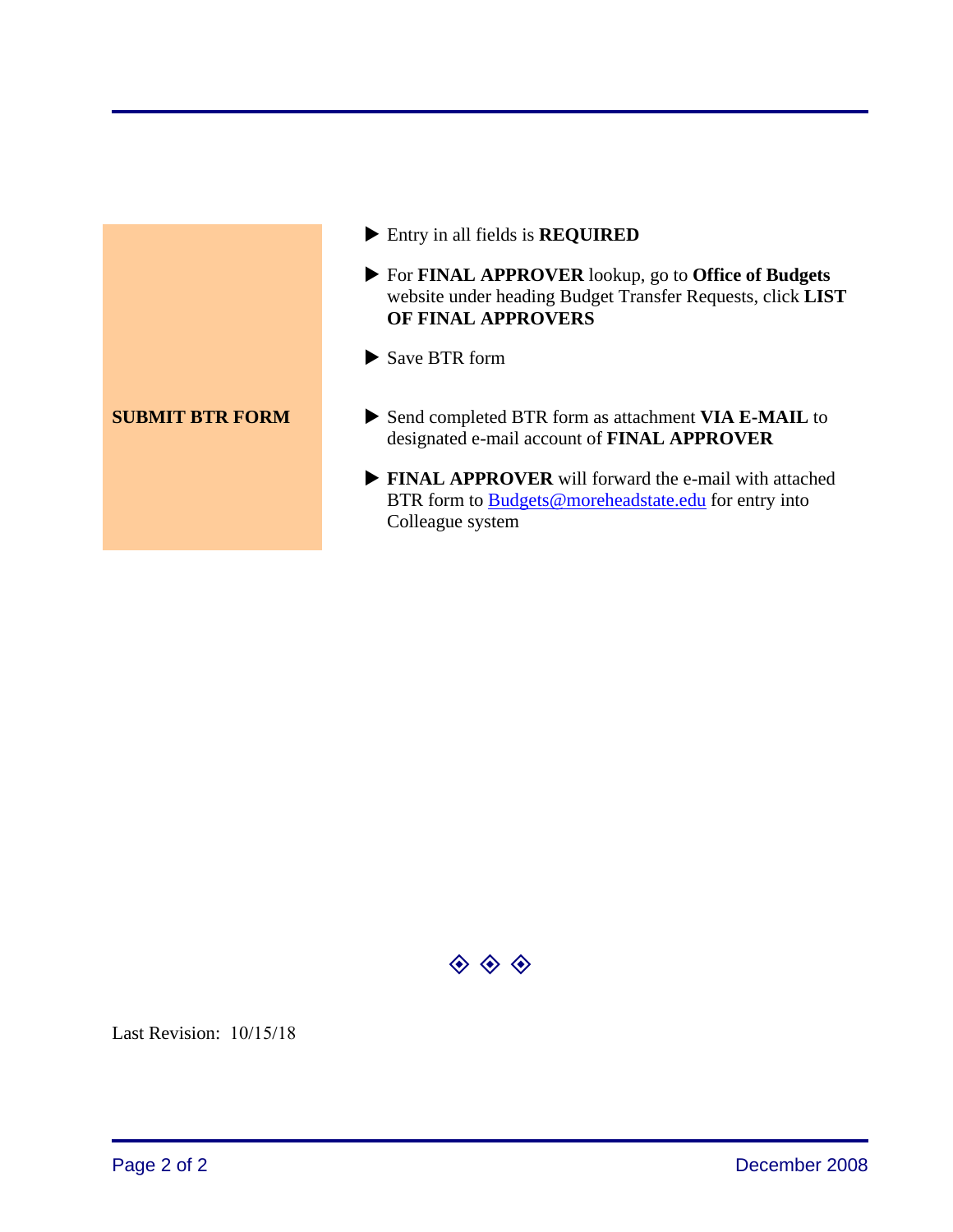- Entry in all fields is **REQUIRED**
- For **FINAL APPROVER** lookup, go to **Office of Budgets** website under heading Budget Transfer Requests, click **LIST OF FINAL APPROVERS**
- Save BTR form

**SUBMIT BTR FORM**

- Send completed BTR form as attachment **VIA E-MAIL** to designated e-mail account of **FINAL APPROVER**
- **FINAL APPROVER** will forward the e-mail with attached BTR form to Budgets@moreheadstate.edu for entry into Colleague system

◈ ◈ ◈

Last Revision: 10/15/18